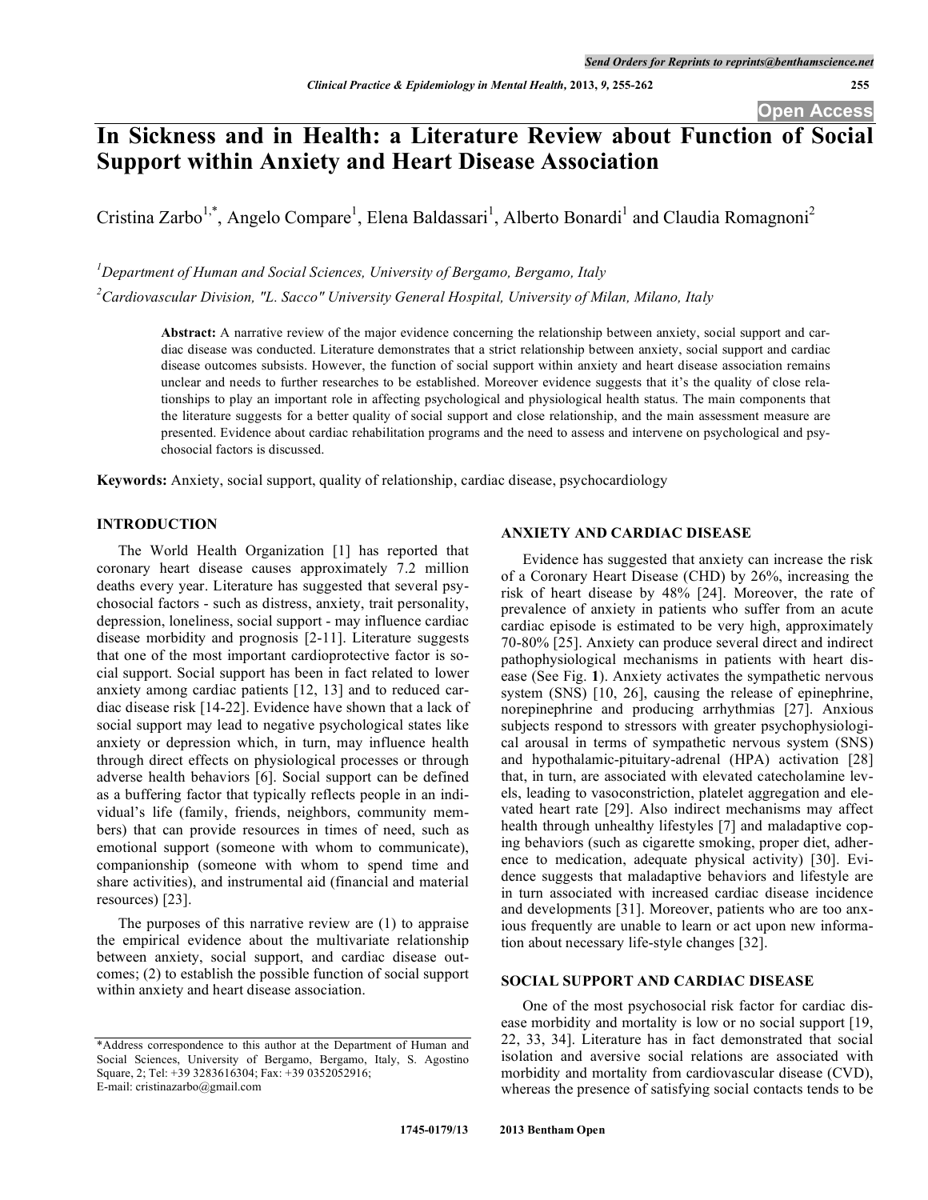# In Sickness and in Health: a Literature Review about Function of Social Support within Anxiety and Heart Disease Association

Cristina Zarbo[1,*], Angelo Compare[1], Elena Baldassari[1], Alberto Bonardi[1] and Claudia Romagnoni[2]

[1]*Department of Human and Social Sciences, University of Bergamo, Bergamo, Italy*

[2]*Cardiovascular Division, "L. Sacco" University General Hospital, University of Milan, Milano, Italy*

**Abstract:** A narrative review of the major evidence concerning the relationship between anxiety, social support and cardiac disease was conducted. Literature demonstrates that a strict relationship between anxiety, social support and cardiac disease outcomes subsists. However, the function of social support within anxiety and heart disease association remains unclear and needs to further researches to be established. Moreover evidence suggests that it's the quality of close relationships to play an important role in affecting psychological and physiological health status. The main components that the literature suggests for a better quality of social support and close relationship, and the main assessment measure are presented. Evidence about cardiac rehabilitation programs and the need to assess and intervene on psychological and psychosocial factors is discussed.

**Keywords:** Anxiety, social support, quality of relationship, cardiac disease, psychocardiology

## INTRODUCTION

The World Health Organization [1] has reported that coronary heart disease causes approximately 7.2 million deaths every year. Literature has suggested that several psychosocial factors - such as distress, anxiety, trait personality, depression, loneliness, social support - may influence cardiac disease morbidity and prognosis [2-11]. Literature suggests that one of the most important cardioprotective factor is social support. Social support has been in fact related to lower anxiety among cardiac patients [12, 13] and to reduced cardiac disease risk [14-22]. Evidence have shown that a lack of social support may lead to negative psychological states like anxiety or depression which, in turn, may influence health through direct effects on physiological processes or through adverse health behaviors [6]. Social support can be defined as a buffering factor that typically reflects people in an individual's life (family, friends, neighbors, community members) that can provide resources in times of need, such as emotional support (someone with whom to communicate), companionship (someone with whom to spend time and share activities), and instrumental aid (financial and material resources) [23].

The purposes of this narrative review are (1) to appraise the empirical evidence about the multivariate relationship between anxiety, social support, and cardiac disease outcomes; (2) to establish the possible function of social support within anxiety and heart disease association.

## ANXIETY AND CARDIAC DISEASE

Evidence has suggested that anxiety can increase the risk of a Coronary Heart Disease (CHD) by 26%, increasing the risk of heart disease by 48% [24]. Moreover, the rate of prevalence of anxiety in patients who suffer from an acute cardiac episode is estimated to be very high, approximately 70-80% [25]. Anxiety can produce several direct and indirect pathophysiological mechanisms in patients with heart disease (See Fig. **1**). Anxiety activates the sympathetic nervous system (SNS) [10, 26], causing the release of epinephrine, norepinephrine and producing arrhythmias [27]. Anxious subjects respond to stressors with greater psychophysiological arousal in terms of sympathetic nervous system (SNS) and hypothalamic-pituitary-adrenal (HPA) activation [28] that, in turn, are associated with elevated catecholamine levels, leading to vasoconstriction, platelet aggregation and elevated heart rate [29]. Also indirect mechanisms may affect health through unhealthy lifestyles [7] and maladaptive coping behaviors (such as cigarette smoking, proper diet, adherence to medication, adequate physical activity) [30]. Evidence suggests that maladaptive behaviors and lifestyle are in turn associated with increased cardiac disease incidence and developments [31]. Moreover, patients who are too anxious frequently are unable to learn or act upon new information about necessary life-style changes [32].

## SOCIAL SUPPORT AND CARDIAC DISEASE

One of the most psychosocial risk factor for cardiac disease morbidity and mortality is low or no social support [19, 22, 33, 34]. Literature has in fact demonstrated that social isolation and aversive social relations are associated with morbidity and mortality from cardiovascular disease (CVD), whereas the presence of satisfying social contacts tends to be

*Address correspondence to this author at the Department of Human and Social Sciences, University of Bergamo, Bergamo, Italy, S. Agostino Square, 2; Tel: +39 3283616304; Fax: +39 0352052916; E-mail: cristinazarbo@gmail.com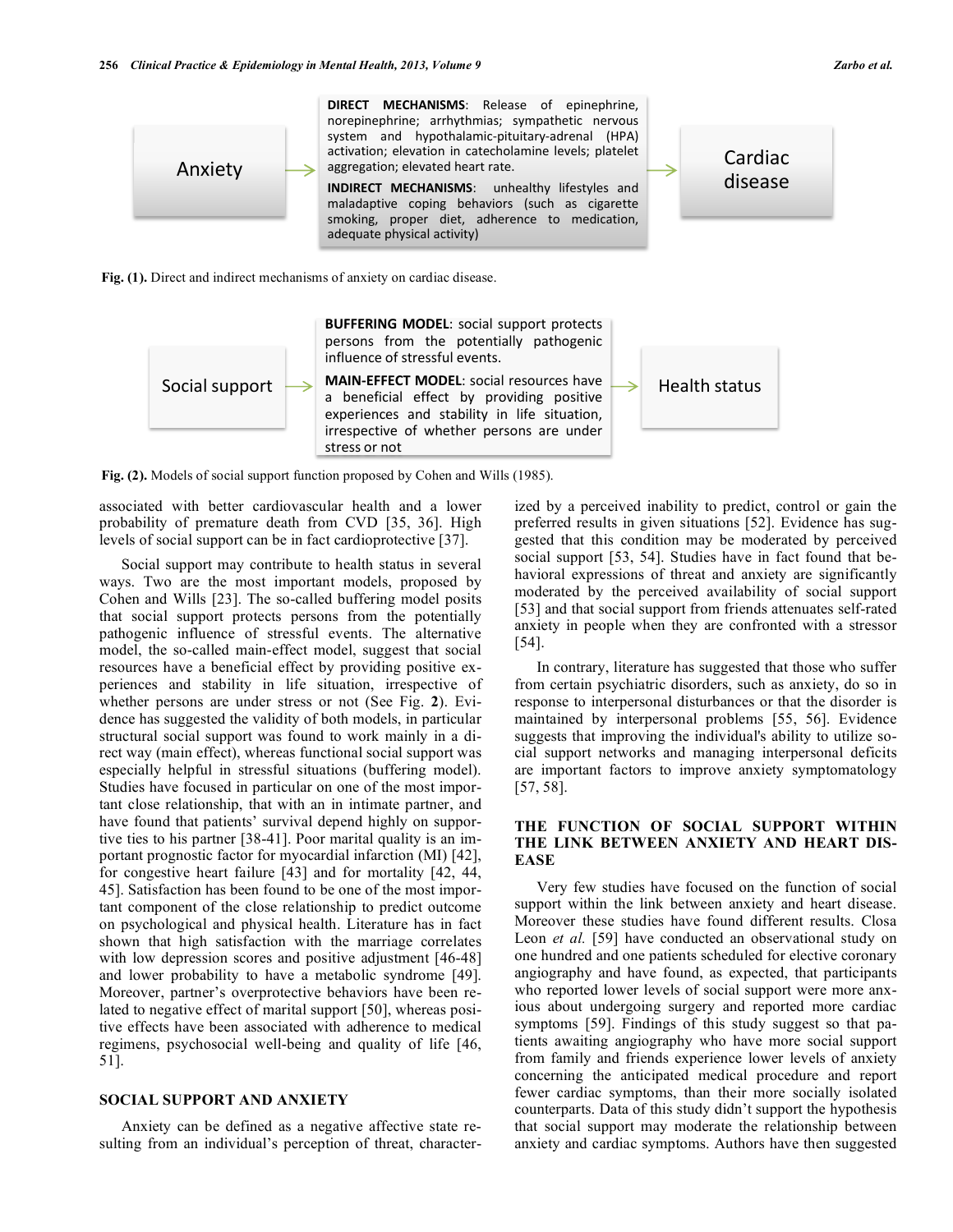Anxiety → **DIRECT MECHANISMS**: Release of epinephrine, norepinephrine; arrhythmias; sympathetic nervous system and hypothalamic-pituitary-adrenal (HPA) activation; elevation in catecholamine levels; platelet aggregation; elevated heart rate.

**INDIRECT MECHANISMS**: unhealthy lifestyles and maladaptive coping behaviors (such as cigarette smoking, proper diet, adherence to medication, adequate physical activity) → Cardiac disease

**Fig. (1).** Direct and indirect mechanisms of anxiety on cardiac disease.

Social support → **BUFFERING MODEL**: social support protects persons from the potentially pathogenic influence of stressful events.

**MAIN-EFFECT MODEL**: social resources have a beneficial effect by providing positive experiences and stability in life situation, irrespective of whether persons are under stress or not → Health status

**Fig. (2).** Models of social support function proposed by Cohen and Wills (1985).

associated with better cardiovascular health and a lower probability of premature death from CVD [35, 36]. High levels of social support can be in fact cardioprotective [37].

Social support may contribute to health status in several ways. Two are the most important models, proposed by Cohen and Wills [23]. The so-called buffering model posits that social support protects persons from the potentially pathogenic influence of stressful events. The alternative model, the so-called main-effect model, suggest that social resources have a beneficial effect by providing positive experiences and stability in life situation, irrespective of whether persons are under stress or not (See Fig. **2**). Evidence has suggested the validity of both models, in particular structural social support was found to work mainly in a direct way (main effect), whereas functional social support was especially helpful in stressful situations (buffering model). Studies have focused in particular on one of the most important close relationship, that with an in intimate partner, and have found that patients' survival depend highly on supportive ties to his partner [38-41]. Poor marital quality is an important prognostic factor for myocardial infarction (MI) [42], for congestive heart failure [43] and for mortality [42, 44, 45]. Satisfaction has been found to be one of the most important component of the close relationship to predict outcome on psychological and physical health. Literature has in fact shown that high satisfaction with the marriage correlates with low depression scores and positive adjustment [46-48] and lower probability to have a metabolic syndrome [49]. Moreover, partner's overprotective behaviors have been related to negative effect of marital support [50], whereas positive effects have been associated with adherence to medical regimens, psychosocial well-being and quality of life [46, 51].

## SOCIAL SUPPORT AND ANXIETY

Anxiety can be defined as a negative affective state resulting from an individual's perception of threat, characterized by a perceived inability to predict, control or gain the preferred results in given situations [52]. Evidence has suggested that this condition may be moderated by perceived social support [53, 54]. Studies have in fact found that behavioral expressions of threat and anxiety are significantly moderated by the perceived availability of social support [53] and that social support from friends attenuates self-rated anxiety in people when they are confronted with a stressor [54].

In contrary, literature has suggested that those who suffer from certain psychiatric disorders, such as anxiety, do so in response to interpersonal disturbances or that the disorder is maintained by interpersonal problems [55, 56]. Evidence suggests that improving the individual's ability to utilize social support networks and managing interpersonal deficits are important factors to improve anxiety symptomatology [57, 58].

## THE FUNCTION OF SOCIAL SUPPORT WITHIN THE LINK BETWEEN ANXIETY AND HEART DISEASE

Very few studies have focused on the function of social support within the link between anxiety and heart disease. Moreover these studies have found different results. Closa Leon *et al.* [59] have conducted an observational study on one hundred and one patients scheduled for elective coronary angiography and have found, as expected, that participants who reported lower levels of social support were more anxious about undergoing surgery and reported more cardiac symptoms [59]. Findings of this study suggest so that patients awaiting angiography who have more social support from family and friends experience lower levels of anxiety concerning the anticipated medical procedure and report fewer cardiac symptoms, than their more socially isolated counterparts. Data of this study didn't support the hypothesis that social support may moderate the relationship between anxiety and cardiac symptoms. Authors have then suggested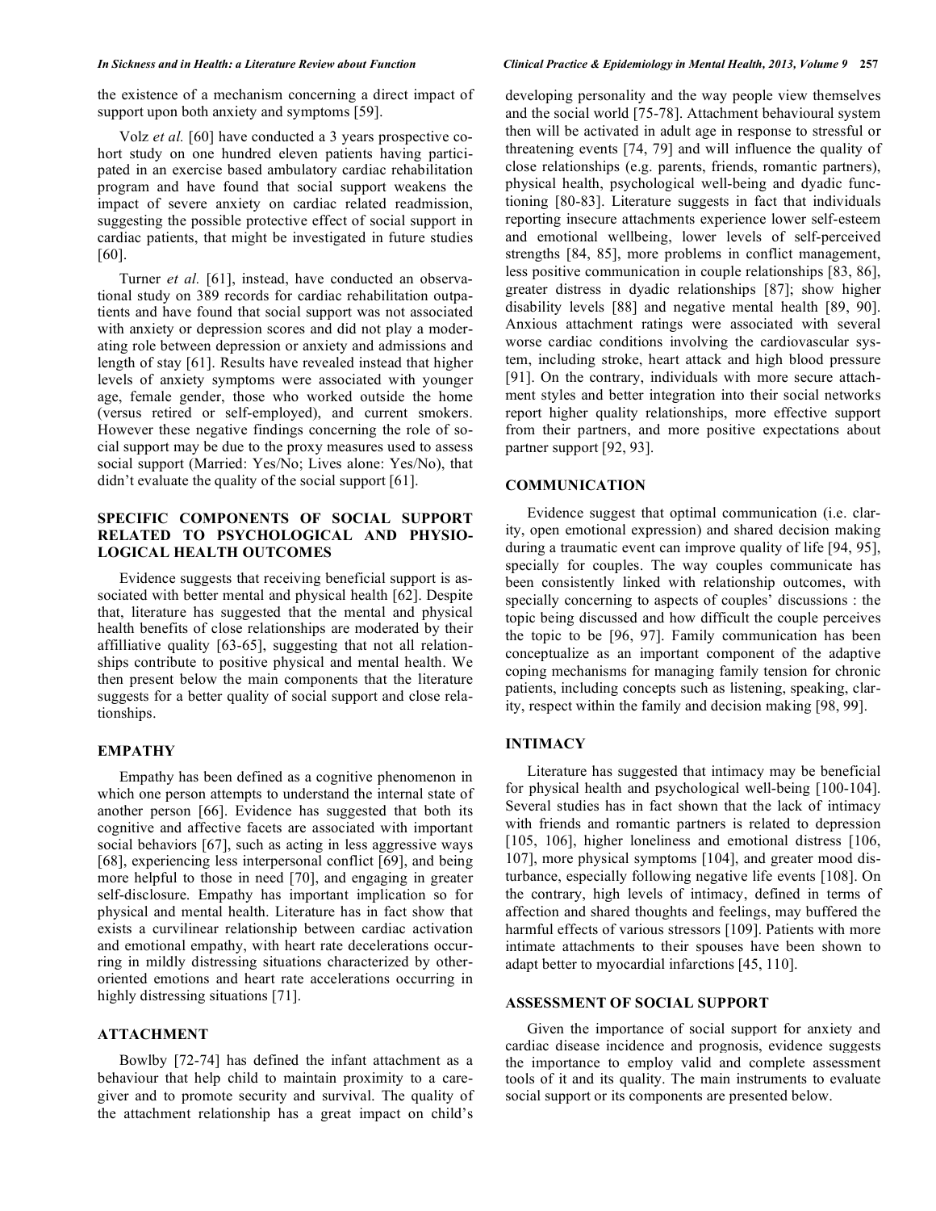the existence of a mechanism concerning a direct impact of support upon both anxiety and symptoms [59].

Volz *et al.* [60] have conducted a 3 years prospective cohort study on one hundred eleven patients having participated in an exercise based ambulatory cardiac rehabilitation program and have found that social support weakens the impact of severe anxiety on cardiac related readmission, suggesting the possible protective effect of social support in cardiac patients, that might be investigated in future studies [60].

Turner *et al.* [61], instead, have conducted an observational study on 389 records for cardiac rehabilitation outpatients and have found that social support was not associated with anxiety or depression scores and did not play a moderating role between depression or anxiety and admissions and length of stay [61]. Results have revealed instead that higher levels of anxiety symptoms were associated with younger age, female gender, those who worked outside the home (versus retired or self-employed), and current smokers. However these negative findings concerning the role of social support may be due to the proxy measures used to assess social support (Married: Yes/No; Lives alone: Yes/No), that didn't evaluate the quality of the social support [61].

## SPECIFIC COMPONENTS OF SOCIAL SUPPORT RELATED TO PSYCHOLOGICAL AND PHYSIOLOGICAL HEALTH OUTCOMES

Evidence suggests that receiving beneficial support is associated with better mental and physical health [62]. Despite that, literature has suggested that the mental and physical health benefits of close relationships are moderated by their affilliative quality [63-65], suggesting that not all relationships contribute to positive physical and mental health. We then present below the main components that the literature suggests for a better quality of social support and close relationships.

## EMPATHY

Empathy has been defined as a cognitive phenomenon in which one person attempts to understand the internal state of another person [66]. Evidence has suggested that both its cognitive and affective facets are associated with important social behaviors [67], such as acting in less aggressive ways [68], experiencing less interpersonal conflict [69], and being more helpful to those in need [70], and engaging in greater self-disclosure. Empathy has important implication so for physical and mental health. Literature has in fact show that exists a curvilinear relationship between cardiac activation and emotional empathy, with heart rate decelerations occurring in mildly distressing situations characterized by other-oriented emotions and heart rate accelerations occurring in highly distressing situations [71].

## ATTACHMENT

Bowlby [72-74] has defined the infant attachment as a behaviour that help child to maintain proximity to a caregiver and to promote security and survival. The quality of the attachment relationship has a great impact on child's developing personality and the way people view themselves and the social world [75-78]. Attachment behavioural system then will be activated in adult age in response to stressful or threatening events [74, 79] and will influence the quality of close relationships (e.g. parents, friends, romantic partners), physical health, psychological well-being and dyadic functioning [80-83]. Literature suggests in fact that individuals reporting insecure attachments experience lower self-esteem and emotional wellbeing, lower levels of self-perceived strengths [84, 85], more problems in conflict management, less positive communication in couple relationships [83, 86], greater distress in dyadic relationships [87]; show higher disability levels [88] and negative mental health [89, 90]. Anxious attachment ratings were associated with several worse cardiac conditions involving the cardiovascular system, including stroke, heart attack and high blood pressure [91]. On the contrary, individuals with more secure attachment styles and better integration into their social networks report higher quality relationships, more effective support from their partners, and more positive expectations about partner support [92, 93].

## COMMUNICATION

Evidence suggest that optimal communication (i.e. clarity, open emotional expression) and shared decision making during a traumatic event can improve quality of life [94, 95], specially for couples. The way couples communicate has been consistently linked with relationship outcomes, with specially concerning to aspects of couples' discussions : the topic being discussed and how difficult the couple perceives the topic to be [96, 97]. Family communication has been conceptualize as an important component of the adaptive coping mechanisms for managing family tension for chronic patients, including concepts such as listening, speaking, clarity, respect within the family and decision making [98, 99].

## INTIMACY

Literature has suggested that intimacy may be beneficial for physical health and psychological well-being [100-104]. Several studies has in fact shown that the lack of intimacy with friends and romantic partners is related to depression [105, 106], higher loneliness and emotional distress [106, 107], more physical symptoms [104], and greater mood disturbance, especially following negative life events [108]. On the contrary, high levels of intimacy, defined in terms of affection and shared thoughts and feelings, may buffered the harmful effects of various stressors [109]. Patients with more intimate attachments to their spouses have been shown to adapt better to myocardial infarctions [45, 110].

## ASSESSMENT OF SOCIAL SUPPORT

Given the importance of social support for anxiety and cardiac disease incidence and prognosis, evidence suggests the importance to employ valid and complete assessment tools of it and its quality. The main instruments to evaluate social support or its components are presented below.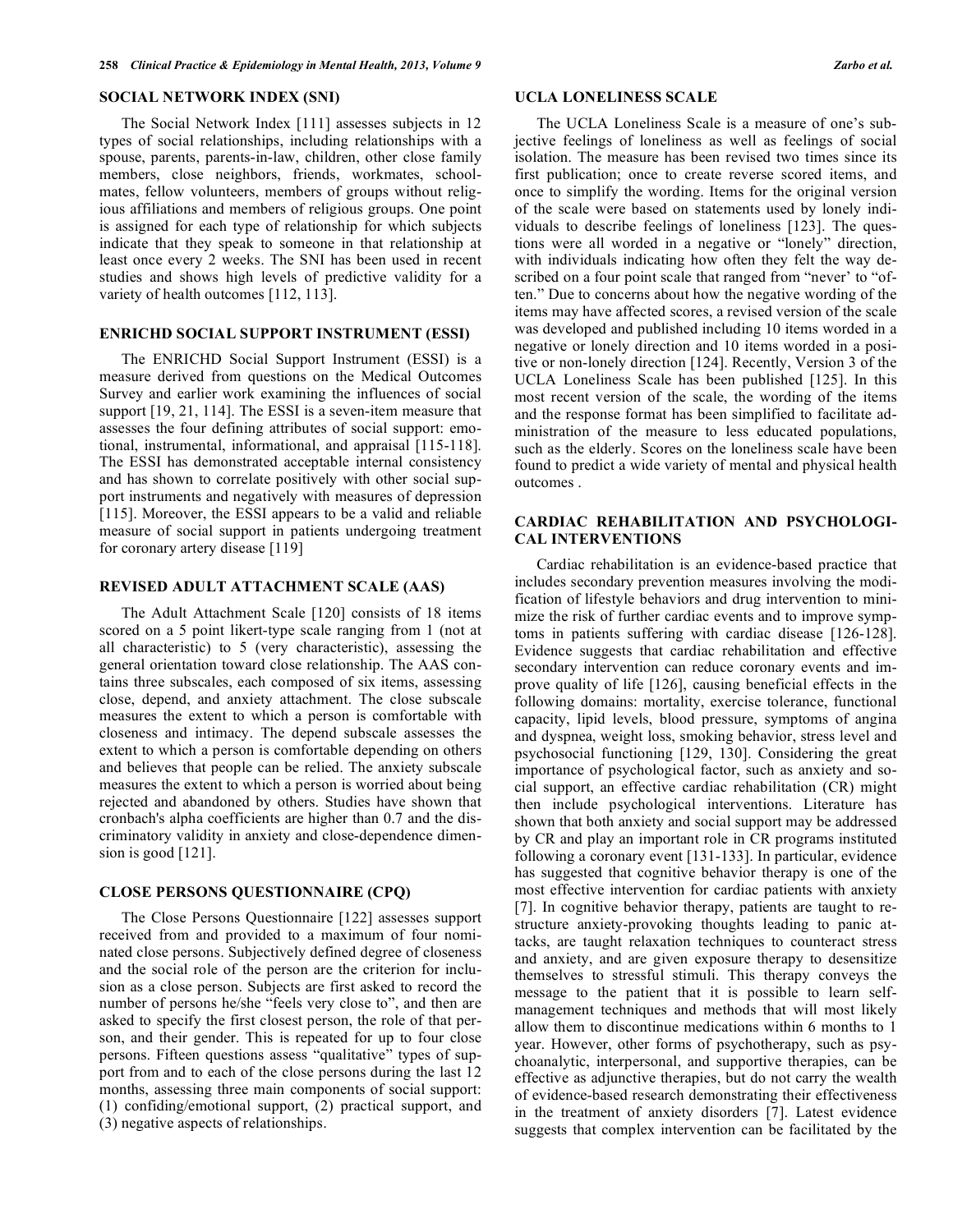## SOCIAL NETWORK INDEX (SNI)

The Social Network Index [111] assesses subjects in 12 types of social relationships, including relationships with a spouse, parents, parents-in-law, children, other close family members, close neighbors, friends, workmates, schoolmates, fellow volunteers, members of groups without religious affiliations and members of religious groups. One point is assigned for each type of relationship for which subjects indicate that they speak to someone in that relationship at least once every 2 weeks. The SNI has been used in recent studies and shows high levels of predictive validity for a variety of health outcomes [112, 113].

## ENRICHD SOCIAL SUPPORT INSTRUMENT (ESSI)

The ENRICHD Social Support Instrument (ESSI) is a measure derived from questions on the Medical Outcomes Survey and earlier work examining the influences of social support [19, 21, 114]. The ESSI is a seven-item measure that assesses the four defining attributes of social support: emotional, instrumental, informational, and appraisal [115-118]. The ESSI has demonstrated acceptable internal consistency and has shown to correlate positively with other social support instruments and negatively with measures of depression [115]. Moreover, the ESSI appears to be a valid and reliable measure of social support in patients undergoing treatment for coronary artery disease [119]

## REVISED ADULT ATTACHMENT SCALE (AAS)

The Adult Attachment Scale [120] consists of 18 items scored on a 5 point likert-type scale ranging from 1 (not at all characteristic) to 5 (very characteristic), assessing the general orientation toward close relationship. The AAS contains three subscales, each composed of six items, assessing close, depend, and anxiety attachment. The close subscale measures the extent to which a person is comfortable with closeness and intimacy. The depend subscale assesses the extent to which a person is comfortable depending on others and believes that people can be relied. The anxiety subscale measures the extent to which a person is worried about being rejected and abandoned by others. Studies have shown that cronbach's alpha coefficients are higher than 0.7 and the discriminatory validity in anxiety and close-dependence dimension is good [121].

## CLOSE PERSONS QUESTIONNAIRE (CPQ)

The Close Persons Questionnaire [122] assesses support received from and provided to a maximum of four nominated close persons. Subjectively defined degree of closeness and the social role of the person are the criterion for inclusion as a close person. Subjects are first asked to record the number of persons he/she "feels very close to", and then are asked to specify the first closest person, the role of that person, and their gender. This is repeated for up to four close persons. Fifteen questions assess "qualitative" types of support from and to each of the close persons during the last 12 months, assessing three main components of social support: (1) confiding/emotional support, (2) practical support, and (3) negative aspects of relationships.

## UCLA LONELINESS SCALE

The UCLA Loneliness Scale is a measure of one's subjective feelings of loneliness as well as feelings of social isolation. The measure has been revised two times since its first publication; once to create reverse scored items, and once to simplify the wording. Items for the original version of the scale were based on statements used by lonely individuals to describe feelings of loneliness [123]. The questions were all worded in a negative or "lonely" direction, with individuals indicating how often they felt the way described on a four point scale that ranged from "never' to "often." Due to concerns about how the negative wording of the items may have affected scores, a revised version of the scale was developed and published including 10 items worded in a negative or lonely direction and 10 items worded in a positive or non-lonely direction [124]. Recently, Version 3 of the UCLA Loneliness Scale has been published [125]. In this most recent version of the scale, the wording of the items and the response format has been simplified to facilitate administration of the measure to less educated populations, such as the elderly. Scores on the loneliness scale have been found to predict a wide variety of mental and physical health outcomes .

## CARDIAC REHABILITATION AND PSYCHOLOGICAL INTERVENTIONS

Cardiac rehabilitation is an evidence-based practice that includes secondary prevention measures involving the modification of lifestyle behaviors and drug intervention to minimize the risk of further cardiac events and to improve symptoms in patients suffering with cardiac disease [126-128]. Evidence suggests that cardiac rehabilitation and effective secondary intervention can reduce coronary events and improve quality of life [126], causing beneficial effects in the following domains: mortality, exercise tolerance, functional capacity, lipid levels, blood pressure, symptoms of angina and dyspnea, weight loss, smoking behavior, stress level and psychosocial functioning [129, 130]. Considering the great importance of psychological factor, such as anxiety and social support, an effective cardiac rehabilitation (CR) might then include psychological interventions. Literature has shown that both anxiety and social support may be addressed by CR and play an important role in CR programs instituted following a coronary event [131-133]. In particular, evidence has suggested that cognitive behavior therapy is one of the most effective intervention for cardiac patients with anxiety [7]. In cognitive behavior therapy, patients are taught to restructure anxiety-provoking thoughts leading to panic attacks, are taught relaxation techniques to counteract stress and anxiety, and are given exposure therapy to desensitize themselves to stressful stimuli. This therapy conveys the message to the patient that it is possible to learn self-management techniques and methods that will most likely allow them to discontinue medications within 6 months to 1 year. However, other forms of psychotherapy, such as psychoanalytic, interpersonal, and supportive therapies, can be effective as adjunctive therapies, but do not carry the wealth of evidence-based research demonstrating their effectiveness in the treatment of anxiety disorders [7]. Latest evidence suggests that complex intervention can be facilitated by the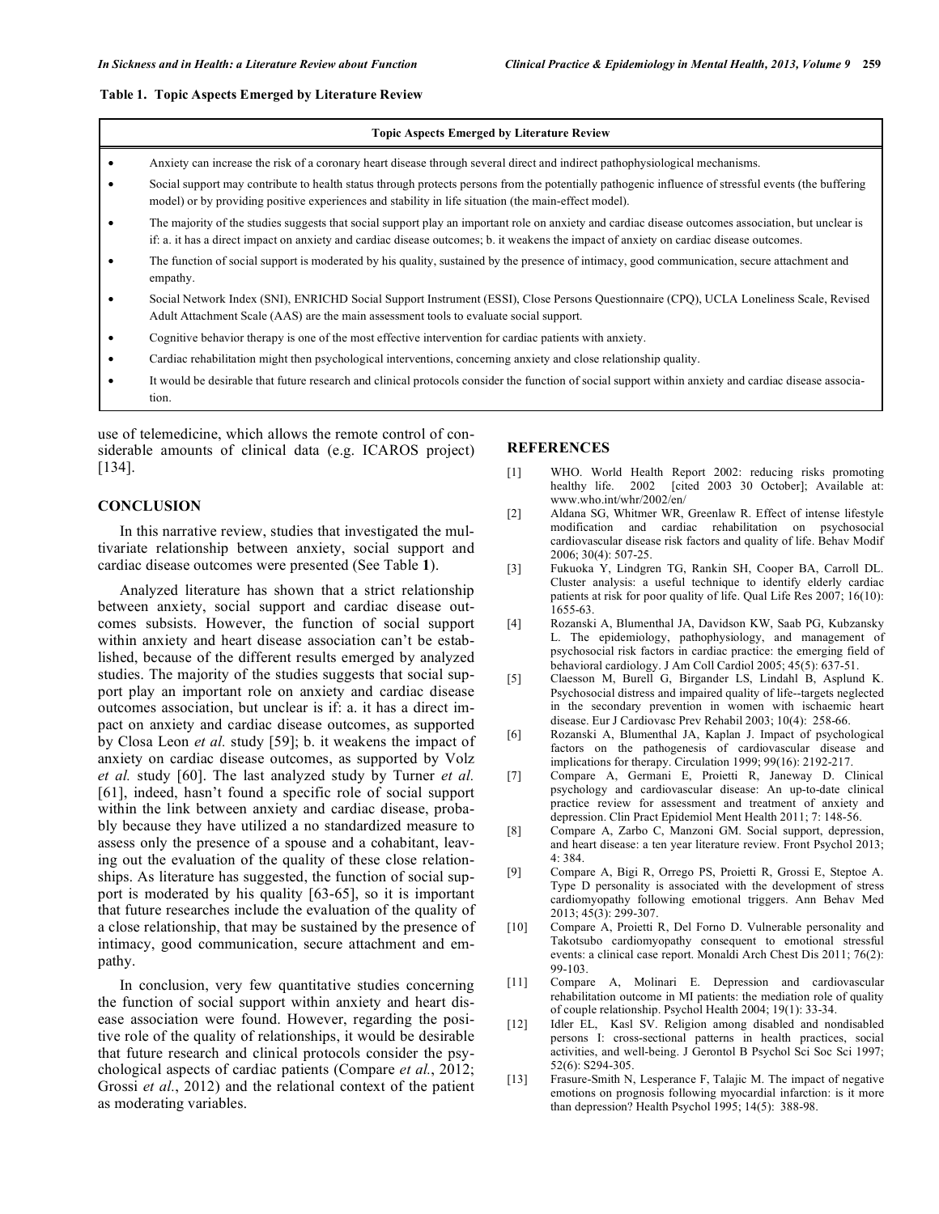**Table 1. Topic Aspects Emerged by Literature Review**

| Topic Aspects Emerged by Literature Review |
|---|
| • Anxiety can increase the risk of a coronary heart disease through several direct and indirect pathophysiological mechanisms. |
| • Social support may contribute to health status through protects persons from the potentially pathogenic influence of stressful events (the buffering model) or by providing positive experiences and stability in life situation (the main-effect model). |
| • The majority of the studies suggests that social support play an important role on anxiety and cardiac disease outcomes association, but unclear is if: a. it has a direct impact on anxiety and cardiac disease outcomes; b. it weakens the impact of anxiety on cardiac disease outcomes. |
| • The function of social support is moderated by his quality, sustained by the presence of intimacy, good communication, secure attachment and empathy. |
| • Social Network Index (SNI), ENRICHD Social Support Instrument (ESSI), Close Persons Questionnaire (CPQ), UCLA Loneliness Scale, Revised Adult Attachment Scale (AAS) are the main assessment tools to evaluate social support. |
| • Cognitive behavior therapy is one of the most effective intervention for cardiac patients with anxiety. |
| • Cardiac rehabilitation might then psychological interventions, concerning anxiety and close relationship quality. |
| • It would be desirable that future research and clinical protocols consider the function of social support within anxiety and cardiac disease association. |

use of telemedicine, which allows the remote control of considerable amounts of clinical data (e.g. ICAROS project) [134].

## CONCLUSION

In this narrative review, studies that investigated the multivariate relationship between anxiety, social support and cardiac disease outcomes were presented (See Table **1**).

Analyzed literature has shown that a strict relationship between anxiety, social support and cardiac disease outcomes subsists. However, the function of social support within anxiety and heart disease association can't be established, because of the different results emerged by analyzed studies. The majority of the studies suggests that social support play an important role on anxiety and cardiac disease outcomes association, but unclear is if: a. it has a direct impact on anxiety and cardiac disease outcomes, as supported by Closa Leon *et al.* study [59]; b. it weakens the impact of anxiety on cardiac disease outcomes, as supported by Volz *et al.* study [60]. The last analyzed study by Turner *et al.* [61], indeed, hasn't found a specific role of social support within the link between anxiety and cardiac disease, probably because they have utilized a no standardized measure to assess only the presence of a spouse and a cohabitant, leaving out the evaluation of the quality of these close relationships. As literature has suggested, the function of social support is moderated by his quality [63-65], so it is important that future researches include the evaluation of the quality of a close relationship, that may be sustained by the presence of intimacy, good communication, secure attachment and empathy.

In conclusion, very few quantitative studies concerning the function of social support within anxiety and heart disease association were found. However, regarding the positive role of the quality of relationships, it would be desirable that future research and clinical protocols consider the psychological aspects of cardiac patients (Compare *et al.*, 2012; Grossi *et al.*, 2012) and the relational context of the patient as moderating variables.

## REFERENCES

[1] WHO. World Health Report 2002: reducing risks promoting healthy life. 2002 [cited 2003 30 October]; Available at: www.who.int/whr/2002/en/

[2] Aldana SG, Whitmer WR, Greenlaw R. Effect of intense lifestyle modification and cardiac rehabilitation on psychosocial cardiovascular disease risk factors and quality of life. Behav Modif 2006; 30(4): 507-25.

[3] Fukuoka Y, Lindgren TG, Rankin SH, Cooper BA, Carroll DL. Cluster analysis: a useful technique to identify elderly cardiac patients at risk for poor quality of life. Qual Life Res 2007; 16(10): 1655-63.

[4] Rozanski A, Blumenthal JA, Davidson KW, Saab PG, Kubzansky L. The epidemiology, pathophysiology, and management of psychosocial risk factors in cardiac practice: the emerging field of behavioral cardiology. J Am Coll Cardiol 2005; 45(5): 637-51.

[5] Claesson M, Burell G, Birgander LS, Lindahl B, Asplund K. Psychosocial distress and impaired quality of life--targets neglected in the secondary prevention in women with ischaemic heart disease. Eur J Cardiovasc Prev Rehabil 2003; 10(4): 258-66.

[6] Rozanski A, Blumenthal JA, Kaplan J. Impact of psychological factors on the pathogenesis of cardiovascular disease and implications for therapy. Circulation 1999; 99(16): 2192-217.

[7] Compare A, Germani E, Proietti R, Janeway D. Clinical psychology and cardiovascular disease: An up-to-date clinical practice review for assessment and treatment of anxiety and depression. Clin Pract Epidemiol Ment Health 2011; 7: 148-56.

[8] Compare A, Zarbo C, Manzoni GM. Social support, depression, and heart disease: a ten year literature review. Front Psychol 2013; 4: 384.

[9] Compare A, Bigi R, Orrego PS, Proietti R, Grossi E, Steptoe A. Type D personality is associated with the development of stress cardiomyopathy following emotional triggers. Ann Behav Med 2013; 45(3): 299-307.

[10] Compare A, Proietti R, Del Forno D. Vulnerable personality and Takotsubo cardiomyopathy consequent to emotional stressful events: a clinical case report. Monaldi Arch Chest Dis 2011; 76(2): 99-103.

[11] Compare A, Molinari E. Depression and cardiovascular rehabilitation outcome in MI patients: the mediation role of quality of couple relationship. Psychol Health 2004; 19(1): 33-34.

[12] Idler EL, Kasl SV. Religion among disabled and nondisabled persons I: cross-sectional patterns in health practices, social activities, and well-being. J Gerontol B Psychol Sci Soc Sci 1997; 52(6): S294-305.

[13] Frasure-Smith N, Lesperance F, Talajic M. The impact of negative emotions on prognosis following myocardial infarction: is it more than depression? Health Psychol 1995; 14(5): 388-98.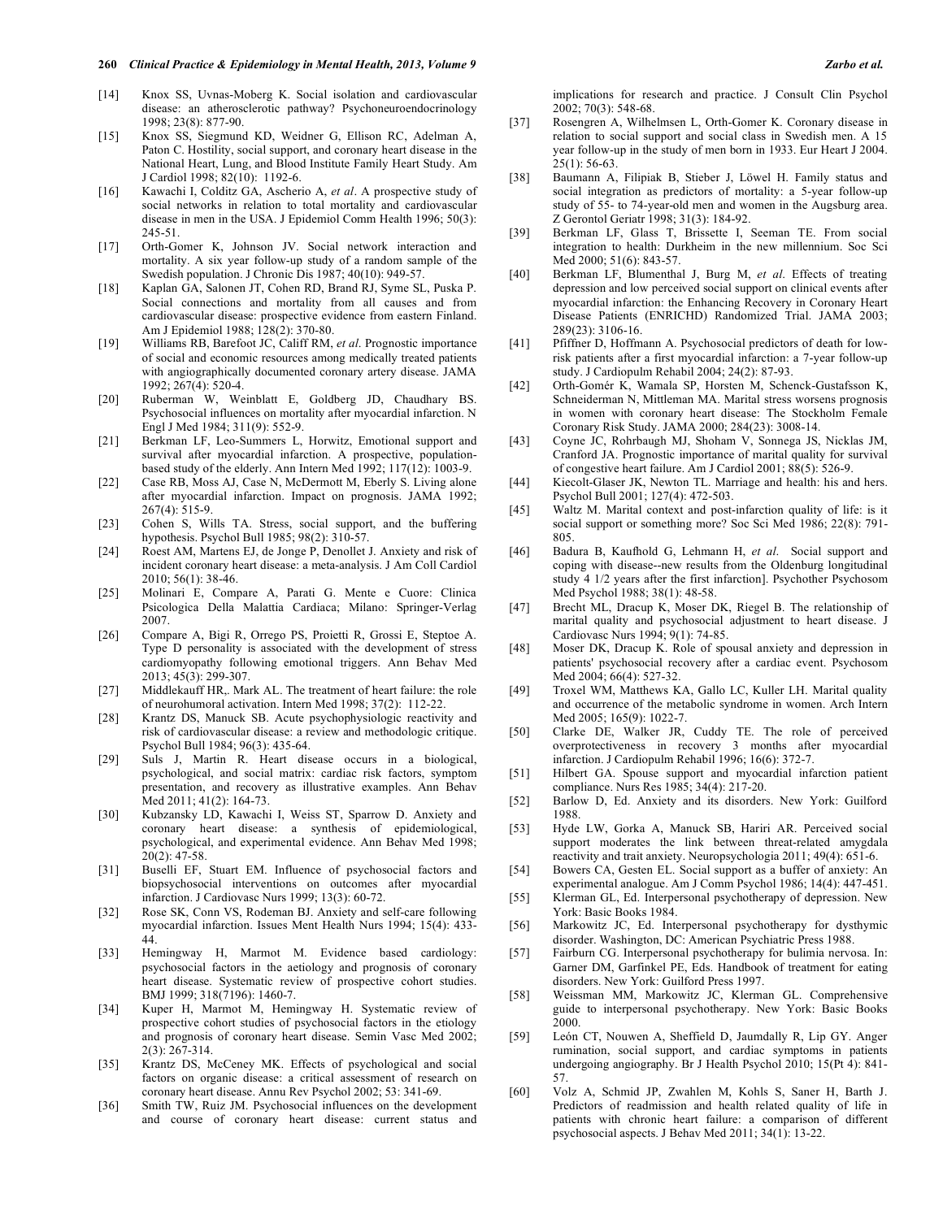[14] Knox SS, Uvnas-Moberg K. Social isolation and cardiovascular disease: an atherosclerotic pathway? Psychoneuroendocrinology 1998; 23(8): 877-90.

[15] Knox SS, Siegmund KD, Weidner G, Ellison RC, Adelman A, Paton C. Hostility, social support, and coronary heart disease in the National Heart, Lung, and Blood Institute Family Heart Study. Am J Cardiol 1998; 82(10): 1192-6.

[16] Kawachi I, Colditz GA, Ascherio A, *et al*. A prospective study of social networks in relation to total mortality and cardiovascular disease in men in the USA. J Epidemiol Comm Health 1996; 50(3): 245-51.

[17] Orth-Gomer K, Johnson JV. Social network interaction and mortality. A six year follow-up study of a random sample of the Swedish population. J Chronic Dis 1987; 40(10): 949-57.

[18] Kaplan GA, Salonen JT, Cohen RD, Brand RJ, Syme SL, Puska P. Social connections and mortality from all causes and from cardiovascular disease: prospective evidence from eastern Finland. Am J Epidemiol 1988; 128(2): 370-80.

[19] Williams RB, Barefoot JC, Califf RM, *et al*. Prognostic importance of social and economic resources among medically treated patients with angiographically documented coronary artery disease. JAMA 1992; 267(4): 520-4.

[20] Ruberman W, Weinblatt E, Goldberg JD, Chaudhary BS. Psychosocial influences on mortality after myocardial infarction. N Engl J Med 1984; 311(9): 552-9.

[21] Berkman LF, Leo-Summers L, Horwitz, Emotional support and survival after myocardial infarction. A prospective, population-based study of the elderly. Ann Intern Med 1992; 117(12): 1003-9.

[22] Case RB, Moss AJ, Case N, McDermott M, Eberly S. Living alone after myocardial infarction. Impact on prognosis. JAMA 1992; 267(4): 515-9.

[23] Cohen S, Wills TA. Stress, social support, and the buffering hypothesis. Psychol Bull 1985; 98(2): 310-57.

[24] Roest AM, Martens EJ, de Jonge P, Denollet J. Anxiety and risk of incident coronary heart disease: a meta-analysis. J Am Coll Cardiol 2010; 56(1): 38-46.

[25] Molinari E, Compare A, Parati G. Mente e Cuore: Clinica Psicologica Della Malattia Cardiaca; Milano: Springer-Verlag 2007.

[26] Compare A, Bigi R, Orrego PS, Proietti R, Grossi E, Steptoe A. Type D personality is associated with the development of stress cardiomyopathy following emotional triggers. Ann Behav Med 2013; 45(3): 299-307.

[27] Middlekauff HR,. Mark AL. The treatment of heart failure: the role of neurohumoral activation. Intern Med 1998; 37(2): 112-22.

[28] Krantz DS, Manuck SB. Acute psychophysiologic reactivity and risk of cardiovascular disease: a review and methodologic critique. Psychol Bull 1984; 96(3): 435-64.

[29] Suls J, Martin R. Heart disease occurs in a biological, psychological, and social matrix: cardiac risk factors, symptom presentation, and recovery as illustrative examples. Ann Behav Med 2011; 41(2): 164-73.

[30] Kubzansky LD, Kawachi I, Weiss ST, Sparrow D. Anxiety and coronary heart disease: a synthesis of epidemiological, psychological, and experimental evidence. Ann Behav Med 1998; 20(2): 47-58.

[31] Buselli EF, Stuart EM. Influence of psychosocial factors and biopsychosocial interventions on outcomes after myocardial infarction. J Cardiovasc Nurs 1999; 13(3): 60-72.

[32] Rose SK, Conn VS, Rodeman BJ. Anxiety and self-care following myocardial infarction. Issues Ment Health Nurs 1994; 15(4): 433-44.

[33] Hemingway H, Marmot M. Evidence based cardiology: psychosocial factors in the aetiology and prognosis of coronary heart disease. Systematic review of prospective cohort studies. BMJ 1999; 318(7196): 1460-7.

[34] Kuper H, Marmot M, Hemingway H. Systematic review of prospective cohort studies of psychosocial factors in the etiology and prognosis of coronary heart disease. Semin Vasc Med 2002; 2(3): 267-314.

[35] Krantz DS, McCeney MK. Effects of psychological and social factors on organic disease: a critical assessment of research on coronary heart disease. Annu Rev Psychol 2002; 53: 341-69.

[36] Smith TW, Ruiz JM. Psychosocial influences on the development and course of coronary heart disease: current status and implications for research and practice. J Consult Clin Psychol 2002; 70(3): 548-68.

[37] Rosengren A, Wilhelmsen L, Orth-Gomer K. Coronary disease in relation to social support and social class in Swedish men. A 15 year follow-up in the study of men born in 1933. Eur Heart J 2004. 25(1): 56-63.

[38] Baumann A, Filipiak B, Stieber J, Löwel H. Family status and social integration as predictors of mortality: a 5-year follow-up study of 55- to 74-year-old men and women in the Augsburg area. Z Gerontol Geriatr 1998; 31(3): 184-92.

[39] Berkman LF, Glass T, Brissette I, Seeman TE. From social integration to health: Durkheim in the new millennium. Soc Sci Med 2000; 51(6): 843-57.

[40] Berkman LF, Blumenthal J, Burg M, *et al*. Effects of treating depression and low perceived social support on clinical events after myocardial infarction: the Enhancing Recovery in Coronary Heart Disease Patients (ENRICHD) Randomized Trial. JAMA 2003; 289(23): 3106-16.

[41] Pfiffner D, Hoffmann A. Psychosocial predictors of death for low-risk patients after a first myocardial infarction: a 7-year follow-up study. J Cardiopulm Rehabil 2004; 24(2): 87-93.

[42] Orth-Gomér K, Wamala SP, Horsten M, Schenck-Gustafsson K, Schneiderman N, Mittleman MA. Marital stress worsens prognosis in women with coronary heart disease: The Stockholm Female Coronary Risk Study. JAMA 2000; 284(23): 3008-14.

[43] Coyne JC, Rohrbaugh MJ, Shoham V, Sonnega JS, Nicklas JM, Cranford JA. Prognostic importance of marital quality for survival of congestive heart failure. Am J Cardiol 2001; 88(5): 526-9.

[44] Kiecolt-Glaser JK, Newton TL. Marriage and health: his and hers. Psychol Bull 2001; 127(4): 472-503.

[45] Waltz M. Marital context and post-infarction quality of life: is it social support or something more? Soc Sci Med 1986; 22(8): 791-805.

[46] Badura B, Kaufhold G, Lehmann H, *et al*. Social support and coping with disease--new results from the Oldenburg longitudinal study 4 1/2 years after the first infarction]. Psychother Psychosom Med Psychol 1988; 38(1): 48-58.

[47] Brecht ML, Dracup K, Moser DK, Riegel B. The relationship of marital quality and psychosocial adjustment to heart disease. J Cardiovasc Nurs 1994; 9(1): 74-85.

[48] Moser DK, Dracup K. Role of spousal anxiety and depression in patients' psychosocial recovery after a cardiac event. Psychosom Med 2004; 66(4): 527-32.

[49] Troxel WM, Matthews KA, Gallo LC, Kuller LH. Marital quality and occurrence of the metabolic syndrome in women. Arch Intern Med 2005; 165(9): 1022-7.

[50] Clarke DE, Walker JR, Cuddy TE. The role of perceived overprotectiveness in recovery 3 months after myocardial infarction. J Cardiopulm Rehabil 1996; 16(6): 372-7.

[51] Hilbert GA. Spouse support and myocardial infarction patient compliance. Nurs Res 1985; 34(4): 217-20.

[52] Barlow D, Ed. Anxiety and its disorders. New York: Guilford 1988.

[53] Hyde LW, Gorka A, Manuck SB, Hariri AR. Perceived social support moderates the link between threat-related amygdala reactivity and trait anxiety. Neuropsychologia 2011; 49(4): 651-6.

[54] Bowers CA, Gesten EL. Social support as a buffer of anxiety: An experimental analogue. Am J Comm Psychol 1986; 14(4): 447-451.

[55] Klerman GL, Ed. Interpersonal psychotherapy of depression. New York: Basic Books 1984.

[56] Markowitz JC, Ed. Interpersonal psychotherapy for dysthymic disorder. Washington, DC: American Psychiatric Press 1988.

[57] Fairburn CG. Interpersonal psychotherapy for bulimia nervosa. In: Garner DM, Garfinkel PE, Eds. Handbook of treatment for eating disorders. New York: Guilford Press 1997.

[58] Weissman MM, Markowitz JC, Klerman GL. Comprehensive guide to interpersonal psychotherapy. New York: Basic Books 2000.

[59] León CT, Nouwen A, Sheffield D, Jaumdally R, Lip GY. Anger rumination, social support, and cardiac symptoms in patients undergoing angiography. Br J Health Psychol 2010; 15(Pt 4): 841-57.

[60] Volz A, Schmid JP, Zwahlen M, Kohls S, Saner H, Barth J. Predictors of readmission and health related quality of life in patients with chronic heart failure: a comparison of different psychosocial aspects. J Behav Med 2011; 34(1): 13-22.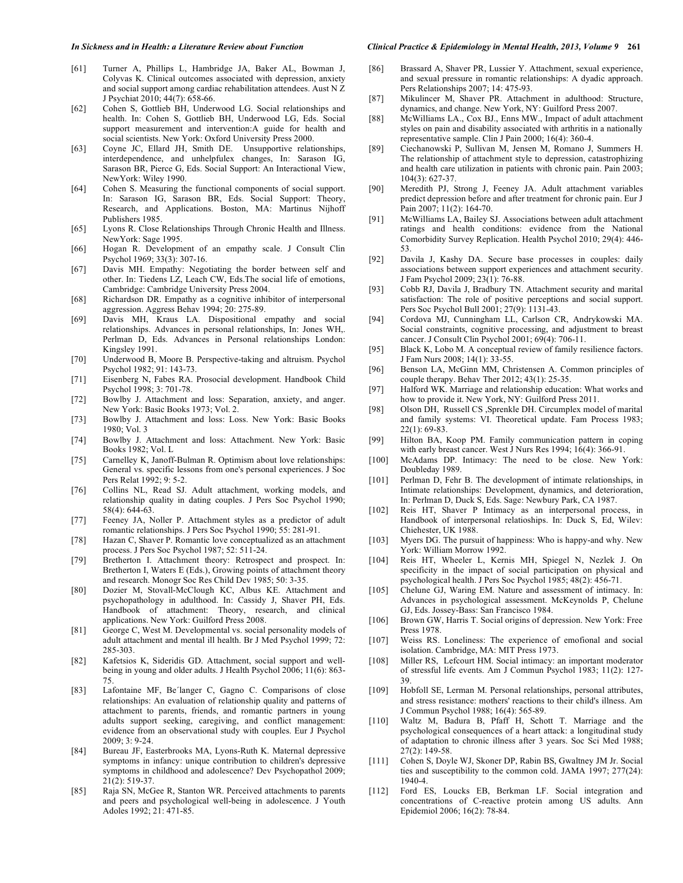[61] Turner A, Phillips L, Hambridge JA, Baker AL, Bowman J, Colyvas K. Clinical outcomes associated with depression, anxiety and social support among cardiac rehabilitation attendees. Aust N Z J Psychiat 2010; 44(7): 658-66.

[62] Cohen S, Gottlieb BH, Underwood LG. Social relationships and health. In: Cohen S, Gottlieb BH, Underwood LG, Eds. Social support measurement and intervention:A guide for health and social scientists. New York: Oxford University Press 2000.

[63] Coyne JC, Ellard JH, Smith DE. Unsupportive relationships, interdependence, and unhelpfulex changes, In: Sarason IG, Sarason BR, Pierce G, Eds. Social Support: An Interactional View, NewYork: Wiley 1990.

[64] Cohen S. Measuring the functional components of social support. In: Sarason IG, Sarason BR, Eds. Social Support: Theory, Research, and Applications. Boston, MA: Martinus Nijhoff Publishers 1985.

[65] Lyons R. Close Relationships Through Chronic Health and Illness. NewYork: Sage 1995.

[66] Hogan R. Development of an empathy scale. J Consult Clin Psychol 1969; 33(3): 307-16.

[67] Davis MH. Empathy: Negotiating the border between self and other. In: Tiedens LZ, Leach CW, Eds.The social life of emotions, Cambridge: Cambridge University Press 2004.

[68] Richardson DR. Empathy as a cognitive inhibitor of interpersonal aggression. Aggress Behav 1994; 20: 275-89.

[69] Davis MH, Kraus LA. Dispositional empathy and social relationships. Advances in personal relationships, In: Jones WH,. Perlman D, Eds. Advances in Personal relationships London: Kingsley 1991.

[70] Underwood B, Moore B. Perspective-taking and altruism. Psychol Psychol 1982; 91: 143-73.

[71] Eisenberg N, Fabes RA. Prosocial development. Handbook Child Psychol 1998; 3: 701-78.

[72] Bowlby J. Attachment and loss: Separation, anxiety, and anger. New York: Basic Books 1973; Vol. 2.

[73] Bowlby J. Attachment and loss: Loss. New York: Basic Books 1980; Vol. 3

[74] Bowlby J. Attachment and loss: Attachment. New York: Basic Books 1982; Vol. L

[75] Carnelley K, Janoff-Bulman R. Optimism about love relationships: General vs. specific lessons from one's personal experiences. J Soc Pers Relat 1992; 9: 5-2.

[76] Collins NL, Read SJ. Adult attachment, working models, and relationship quality in dating couples. J Pers Soc Psychol 1990; 58(4): 644-63.

[77] Feeney JA, Noller P. Attachment styles as a predictor of adult romantic relationships. J Pers Soc Psychol 1990; 55: 281-91.

[78] Hazan C, Shaver P. Romantic love conceptualized as an attachment process. J Pers Soc Psychol 1987; 52: 511-24.

[79] Bretherton I. Attachment theory: Retrospect and prospect. In: Bretherton I, Waters E (Eds.), Growing points of attachment theory and research. Monogr Soc Res Child Dev 1985; 50: 3-35.

[80] Dozier M, Stovall-McClough KC, Albus KE. Attachment and psychopathology in adulthood. In: Cassidy J, Shaver PH, Eds. Handbook of attachment: Theory, research, and clinical applications. New York: Guilford Press 2008.

[81] George C, West M. Developmental vs. social personality models of adult attachment and mental ill health. Br J Med Psychol 1999; 72: 285-303.

[82] Kafetsios K, Sideridis GD. Attachment, social support and well-being in young and older adults. J Health Psychol 2006; 11(6): 863-75.

[83] Lafontaine MF, Be´langer C, Gagno C. Comparisons of close relationships: An evaluation of relationship quality and patterns of attachment to parents, friends, and romantic partners in young adults support seeking, caregiving, and conflict management: evidence from an observational study with couples. Eur J Psychol 2009; 3: 9-24.

[84] Bureau JF, Easterbrooks MA, Lyons-Ruth K. Maternal depressive symptoms in infancy: unique contribution to children's depressive symptoms in childhood and adolescence? Dev Psychopathol 2009; 21(2): 519-37.

[85] Raja SN, McGee R, Stanton WR. Perceived attachments to parents and peers and psychological well-being in adolescence. J Youth Adoles 1992; 21: 471-85.

[86] Brassard A, Shaver PR, Lussier Y. Attachment, sexual experience, and sexual pressure in romantic relationships: A dyadic approach. Pers Relationships 2007; 14: 475-93.

[87] Mikulincer M, Shaver PR. Attachment in adulthood: Structure, dynamics, and change. New York, NY: Guilford Press 2007.

[88] McWilliams LA., Cox BJ., Enns MW., Impact of adult attachment styles on pain and disability associated with arthritis in a nationally representative sample. Clin J Pain 2000; 16(4): 360-4.

[89] Ciechanowski P, Sullivan M, Jensen M, Romano J, Summers H. The relationship of attachment style to depression, catastrophizing and health care utilization in patients with chronic pain. Pain 2003; 104(3): 627-37.

[90] Meredith PJ, Strong J, Feeney JA. Adult attachment variables predict depression before and after treatment for chronic pain. Eur J Pain 2007; 11(2): 164-70.

[91] McWilliams LA, Bailey SJ. Associations between adult attachment ratings and health conditions: evidence from the National Comorbidity Survey Replication. Health Psychol 2010; 29(4): 446-53.

[92] Davila J, Kashy DA. Secure base processes in couples: daily associations between support experiences and attachment security. J Fam Psychol 2009; 23(1): 76-88.

[93] Cobb RJ, Davila J, Bradbury TN. Attachment security and marital satisfaction: The role of positive perceptions and social support. Pers Soc Psychol Bull 2001; 27(9): 1131-43.

[94] Cordova MJ, Cunningham LL, Carlson CR, Andrykowski MA. Social constraints, cognitive processing, and adjustment to breast cancer. J Consult Clin Psychol 2001; 69(4): 706-11.

[95] Black K, Lobo M. A conceptual review of family resilience factors. J Fam Nurs 2008; 14(1): 33-55.

[96] Benson LA, McGinn MM, Christensen A. Common principles of couple therapy. Behav Ther 2012; 43(1): 25-35.

[97] Halford WK. Marriage and relationship education: What works and how to provide it. New York, NY: Guilford Press 2011.

[98] Olson DH, Russell CS ,Sprenkle DH. Circumplex model of marital and family systems: VI. Theoretical update. Fam Process 1983; 22(1): 69-83.

[99] Hilton BA, Koop PM. Family communication pattern in coping with early breast cancer. West J Nurs Res 1994; 16(4): 366-91.

[100] McAdams DP. Intimacy: The need to be close. New York: Doubleday 1989.

[101] Perlman D, Fehr B. The development of intimate relationships, in Intimate relationships: Development, dynamics, and deterioration, In: Perlman D, Duck S, Eds. Sage: Newbury Park, CA 1987.

[102] Reis HT, Shaver P Intimacy as an interpersonal process, in Handbook of interpersonal relatioships. In: Duck S, Ed, Wilev: Chiehester, UK 1988.

[103] Myers DG. The pursuit of happiness: Who is happy-and why. New York: William Morrow 1992.

[104] Reis HT, Wheeler L, Kernis MH, Spiegel N, Nezlek J. On specificity in the impact of social participation on physical and psychological health. J Pers Soc Psychol 1985; 48(2): 456-71.

[105] Chelune GJ, Waring EM. Nature and assessment of intimacy. In: Advances in psychological assessment. McKeynolds P, Chelune GJ, Eds. Jossey-Bass: San Francisco 1984.

[106] Brown GW, Harris T. Social origins of depression. New York: Free Press 1978.

[107] Weiss RS. Loneliness: The experience of emofional and social isolation. Cambridge, MA: MIT Press 1973.

[108] Miller RS, Lefcourt HM. Social intimacy: an important moderator of stressful life events. Am J Commun Psychol 1983; 11(2): 127-39.

[109] Hobfoll SE, Lerman M. Personal relationships, personal attributes, and stress resistance: mothers' reactions to their child's illness. Am J Commun Psychol 1988; 16(4): 565-89.

[110] Waltz M, Badura B, Pfaff H, Schott T. Marriage and the psychological consequences of a heart attack: a longitudinal study of adaptation to chronic illness after 3 years. Soc Sci Med 1988; 27(2): 149-58.

[111] Cohen S, Doyle WJ, Skoner DP, Rabin BS, Gwaltney JM Jr. Social ties and susceptibility to the common cold. JAMA 1997; 277(24): 1940-4.

[112] Ford ES, Loucks EB, Berkman LF. Social integration and concentrations of C-reactive protein among US adults. Ann Epidemiol 2006; 16(2): 78-84.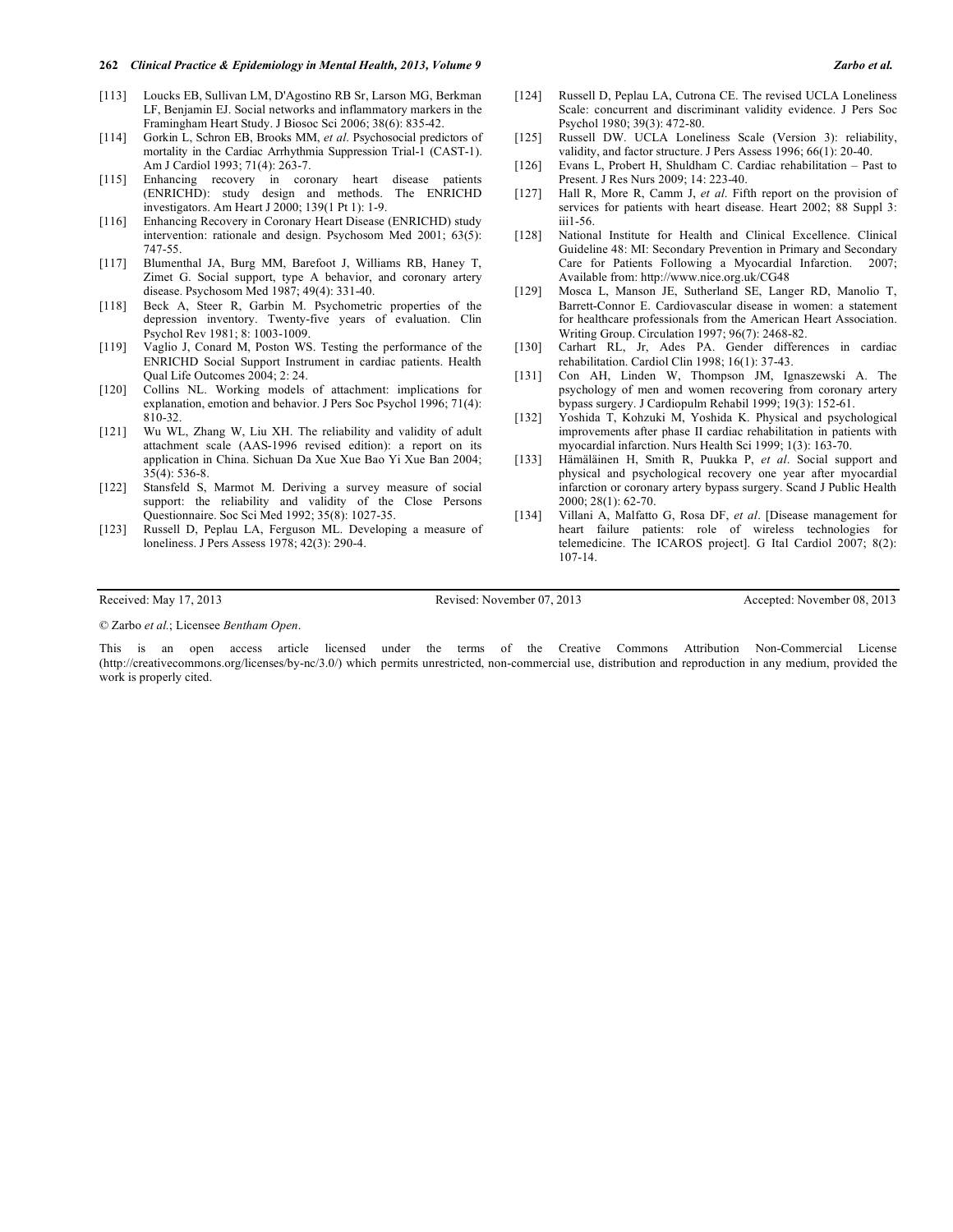[113] Loucks EB, Sullivan LM, D'Agostino RB Sr, Larson MG, Berkman LF, Benjamin EJ. Social networks and inflammatory markers in the Framingham Heart Study. J Biosoc Sci 2006; 38(6): 835-42.

[114] Gorkin L, Schron EB, Brooks MM, *et al*. Psychosocial predictors of mortality in the Cardiac Arrhythmia Suppression Trial-1 (CAST-1). Am J Cardiol 1993; 71(4): 263-7.

[115] Enhancing recovery in coronary heart disease patients (ENRICHD): study design and methods. The ENRICHD investigators. Am Heart J 2000; 139(1 Pt 1): 1-9.

[116] Enhancing Recovery in Coronary Heart Disease (ENRICHD) study intervention: rationale and design. Psychosom Med 2001; 63(5): 747-55.

[117] Blumenthal JA, Burg MM, Barefoot J, Williams RB, Haney T, Zimet G. Social support, type A behavior, and coronary artery disease. Psychosom Med 1987; 49(4): 331-40.

[118] Beck A, Steer R, Garbin M. Psychometric properties of the depression inventory. Twenty-five years of evaluation. Clin Psychol Rev 1981; 8: 1003-1009.

[119] Vaglio J, Conard M, Poston WS. Testing the performance of the ENRICHD Social Support Instrument in cardiac patients. Health Qual Life Outcomes 2004; 2: 24.

[120] Collins NL. Working models of attachment: implications for explanation, emotion and behavior. J Pers Soc Psychol 1996; 71(4): 810-32.

[121] Wu WL, Zhang W, Liu XH. The reliability and validity of adult attachment scale (AAS-1996 revised edition): a report on its application in China. Sichuan Da Xue Xue Bao Yi Xue Ban 2004; 35(4): 536-8.

[122] Stansfeld S, Marmot M. Deriving a survey measure of social support: the reliability and validity of the Close Persons Questionnaire. Soc Sci Med 1992; 35(8): 1027-35.

[123] Russell D, Peplau LA, Ferguson ML. Developing a measure of loneliness. J Pers Assess 1978; 42(3): 290-4.

[124] Russell D, Peplau LA, Cutrona CE. The revised UCLA Loneliness Scale: concurrent and discriminant validity evidence. J Pers Soc Psychol 1980; 39(3): 472-80.

[125] Russell DW. UCLA Loneliness Scale (Version 3): reliability, validity, and factor structure. J Pers Assess 1996; 66(1): 20-40.

[126] Evans L, Probert H, Shuldham C. Cardiac rehabilitation – Past to Present. J Res Nurs 2009; 14: 223-40.

[127] Hall R, More R, Camm J, *et al.* Fifth report on the provision of services for patients with heart disease. Heart 2002; 88 Suppl 3: iii1-56.

[128] National Institute for Health and Clinical Excellence. Clinical Guideline 48: MI: Secondary Prevention in Primary and Secondary Care for Patients Following a Myocardial Infarction. 2007; Available from: http://www.nice.org.uk/CG48

[129] Mosca L, Manson JE, Sutherland SE, Langer RD, Manolio T, Barrett-Connor E. Cardiovascular disease in women: a statement for healthcare professionals from the American Heart Association. Writing Group. Circulation 1997; 96(7): 2468-82.

[130] Carhart RL, Jr, Ades PA. Gender differences in cardiac rehabilitation. Cardiol Clin 1998; 16(1): 37-43.

[131] Con AH, Linden W, Thompson JM, Ignaszewski A. The psychology of men and women recovering from coronary artery bypass surgery. J Cardiopulm Rehabil 1999; 19(3): 152-61.

[132] Yoshida T, Kohzuki M, Yoshida K. Physical and psychological improvements after phase II cardiac rehabilitation in patients with myocardial infarction. Nurs Health Sci 1999; 1(3): 163-70.

[133] Hämäläinen H, Smith R, Puukka P, *et al*. Social support and physical and psychological recovery one year after myocardial infarction or coronary artery bypass surgery. Scand J Public Health 2000; 28(1): 62-70.

[134] Villani A, Malfatto G, Rosa DF, *et al*. [Disease management for heart failure patients: role of wireless technologies for telemedicine. The ICAROS project]. G Ital Cardiol 2007; 8(2): 107-14.

Received: May 17, 2013 Revised: November 07, 2013 Accepted: November 08, 2013

© Zarbo *et al.*; Licensee *Bentham Open*.

This is an open access article licensed under the terms of the Creative Commons Attribution Non-Commercial License (http://creativecommons.org/licenses/by-nc/3.0/) which permits unrestricted, non-commercial use, distribution and reproduction in any medium, provided the work is properly cited.